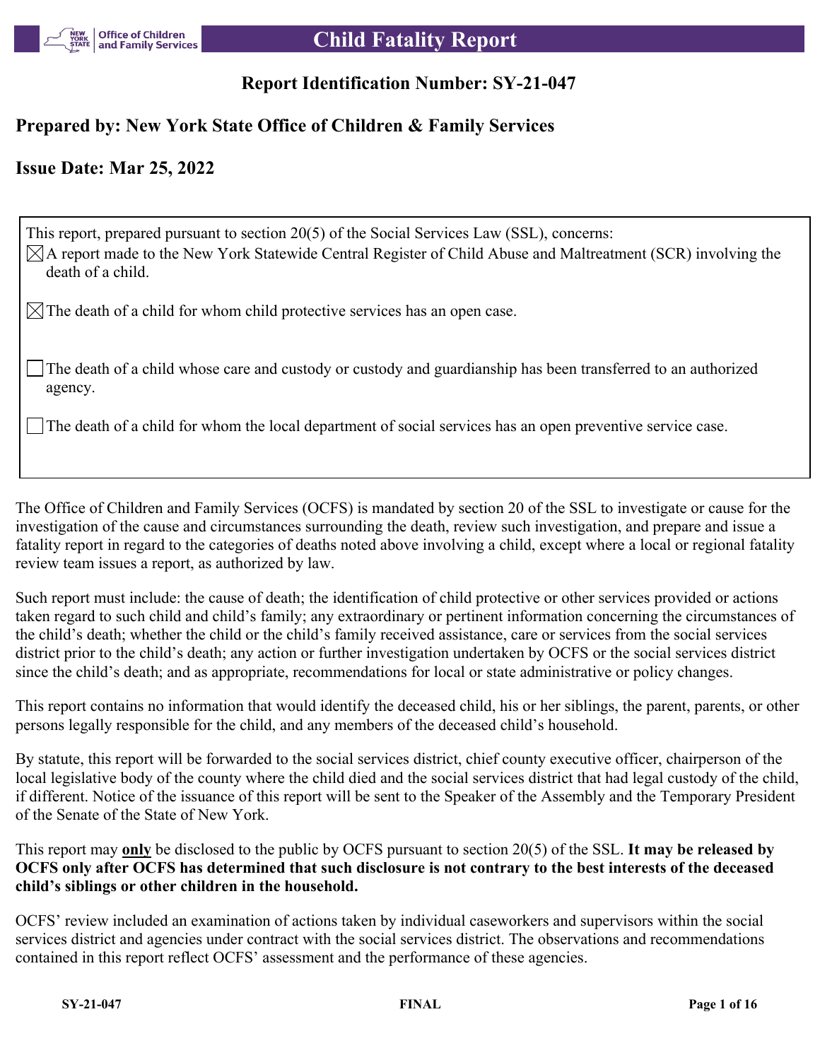# Child Fatality Report

## Report Identification Number: SY-21-047

## Prepared by: New York State Office of Children & Family Services

## Issue Date: Mar 25, 2022

This report, prepared pursuant to section 20(5) of the Social Services Law (SSL), concerns:

- [x] A report made to the New York Statewide Central Register of Child Abuse and Maltreatment (SCR) involving the death of a child.
- [x] The death of a child for whom child protective services has an open case.
- [ ] The death of a child whose care and custody or custody and guardianship has been transferred to an authorized agency.
- [ ] The death of a child for whom the local department of social services has an open preventive service case.

The Office of Children and Family Services (OCFS) is mandated by section 20 of the SSL to investigate or cause for the investigation of the cause and circumstances surrounding the death, review such investigation, and prepare and issue a fatality report in regard to the categories of deaths noted above involving a child, except where a local or regional fatality review team issues a report, as authorized by law.

Such report must include: the cause of death; the identification of child protective or other services provided or actions taken regard to such child and child's family; any extraordinary or pertinent information concerning the circumstances of the child's death; whether the child or the child's family received assistance, care or services from the social services district prior to the child's death; any action or further investigation undertaken by OCFS or the social services district since the child's death; and as appropriate, recommendations for local or state administrative or policy changes.

This report contains no information that would identify the deceased child, his or her siblings, the parent, parents, or other persons legally responsible for the child, and any members of the deceased child's household.

By statute, this report will be forwarded to the social services district, chief county executive officer, chairperson of the local legislative body of the county where the child died and the social services district that had legal custody of the child, if different. Notice of the issuance of this report will be sent to the Speaker of the Assembly and the Temporary President of the Senate of the State of New York.

This report may **only** be disclosed to the public by OCFS pursuant to section 20(5) of the SSL. **It may be released by OCFS only after OCFS has determined that such disclosure is not contrary to the best interests of the deceased child's siblings or other children in the household.**

OCFS' review included an examination of actions taken by individual caseworkers and supervisors within the social services district and agencies under contract with the social services district. The observations and recommendations contained in this report reflect OCFS' assessment and the performance of these agencies.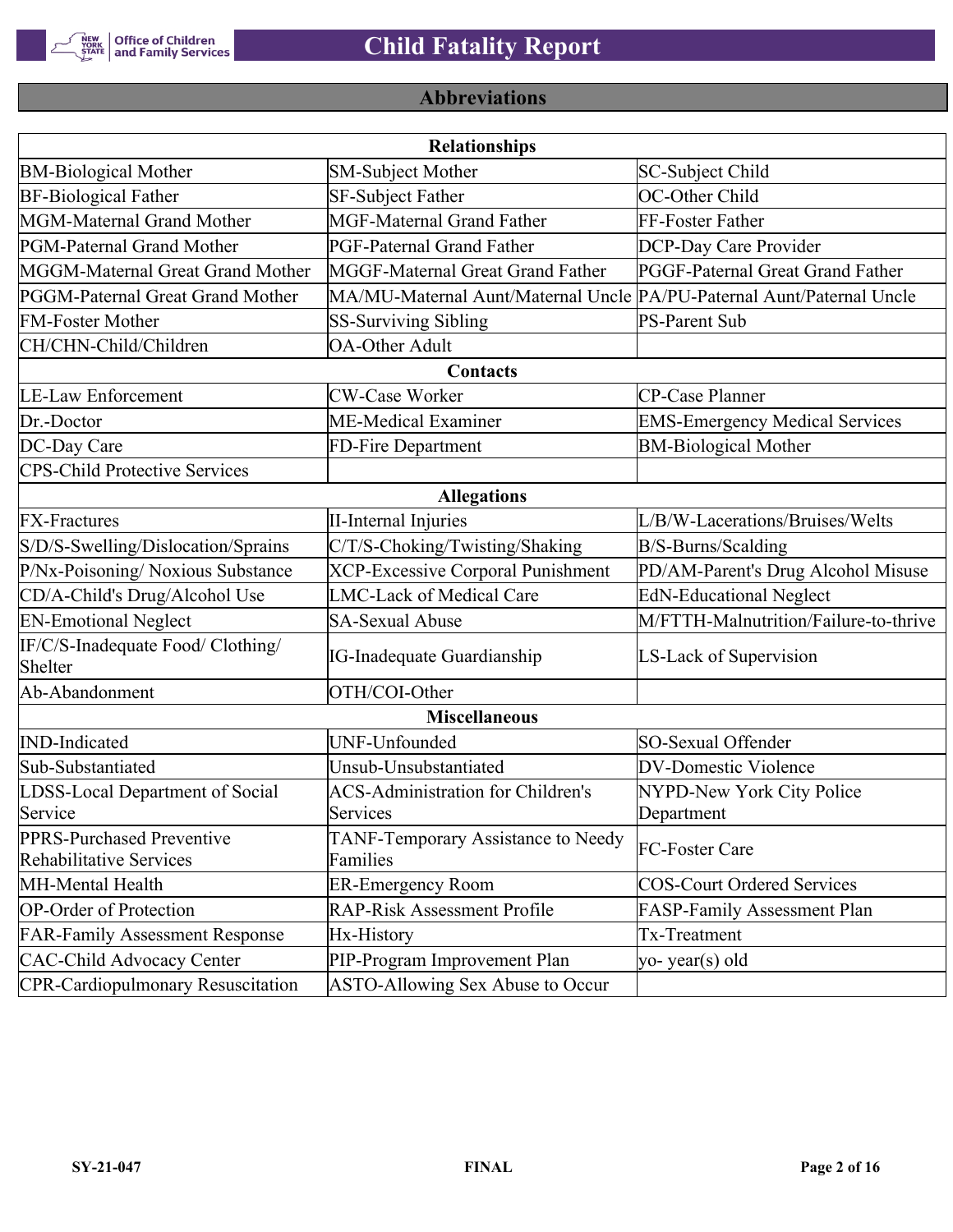## Abbreviations

| Relationships | | |
|---|---|---|
| BM-Biological Mother | SM-Subject Mother | SC-Subject Child |
| BF-Biological Father | SF-Subject Father | OC-Other Child |
| MGM-Maternal Grand Mother | MGF-Maternal Grand Father | FF-Foster Father |
| PGM-Paternal Grand Mother | PGF-Paternal Grand Father | DCP-Day Care Provider |
| MGGM-Maternal Great Grand Mother | MGGF-Maternal Great Grand Father | PGGF-Paternal Great Grand Father |
| PGGM-Paternal Great Grand Mother | MA/MU-Maternal Aunt/Maternal Uncle | PA/PU-Paternal Aunt/Paternal Uncle |
| FM-Foster Mother | SS-Surviving Sibling | PS-Parent Sub |
| CH/CHN-Child/Children | OA-Other Adult | |
| **Contacts** | | |
| LE-Law Enforcement | CW-Case Worker | CP-Case Planner |
| Dr.-Doctor | ME-Medical Examiner | EMS-Emergency Medical Services |
| DC-Day Care | FD-Fire Department | BM-Biological Mother |
| CPS-Child Protective Services | | |
| **Allegations** | | |
| FX-Fractures | II-Internal Injuries | L/B/W-Lacerations/Bruises/Welts |
| S/D/S-Swelling/Dislocation/Sprains | C/T/S-Choking/Twisting/Shaking | B/S-Burns/Scalding |
| P/Nx-Poisoning/ Noxious Substance | XCP-Excessive Corporal Punishment | PD/AM-Parent's Drug Alcohol Misuse |
| CD/A-Child's Drug/Alcohol Use | LMC-Lack of Medical Care | EdN-Educational Neglect |
| EN-Emotional Neglect | SA-Sexual Abuse | M/FTTH-Malnutrition/Failure-to-thrive |
| IF/C/S-Inadequate Food/ Clothing/ Shelter | IG-Inadequate Guardianship | LS-Lack of Supervision |
| Ab-Abandonment | OTH/COI-Other | |
| **Miscellaneous** | | |
| IND-Indicated | UNF-Unfounded | SO-Sexual Offender |
| Sub-Substantiated | Unsub-Unsubstantiated | DV-Domestic Violence |
| LDSS-Local Department of Social Service | ACS-Administration for Children's Services | NYPD-New York City Police Department |
| PPRS-Purchased Preventive Rehabilitative Services | TANF-Temporary Assistance to Needy Families | FC-Foster Care |
| MH-Mental Health | ER-Emergency Room | COS-Court Ordered Services |
| OP-Order of Protection | RAP-Risk Assessment Profile | FASP-Family Assessment Plan |
| FAR-Family Assessment Response | Hx-History | Tx-Treatment |
| CAC-Child Advocacy Center | PIP-Program Improvement Plan | yo- year(s) old |
| CPR-Cardiopulmonary Resuscitation | ASTO-Allowing Sex Abuse to Occur | |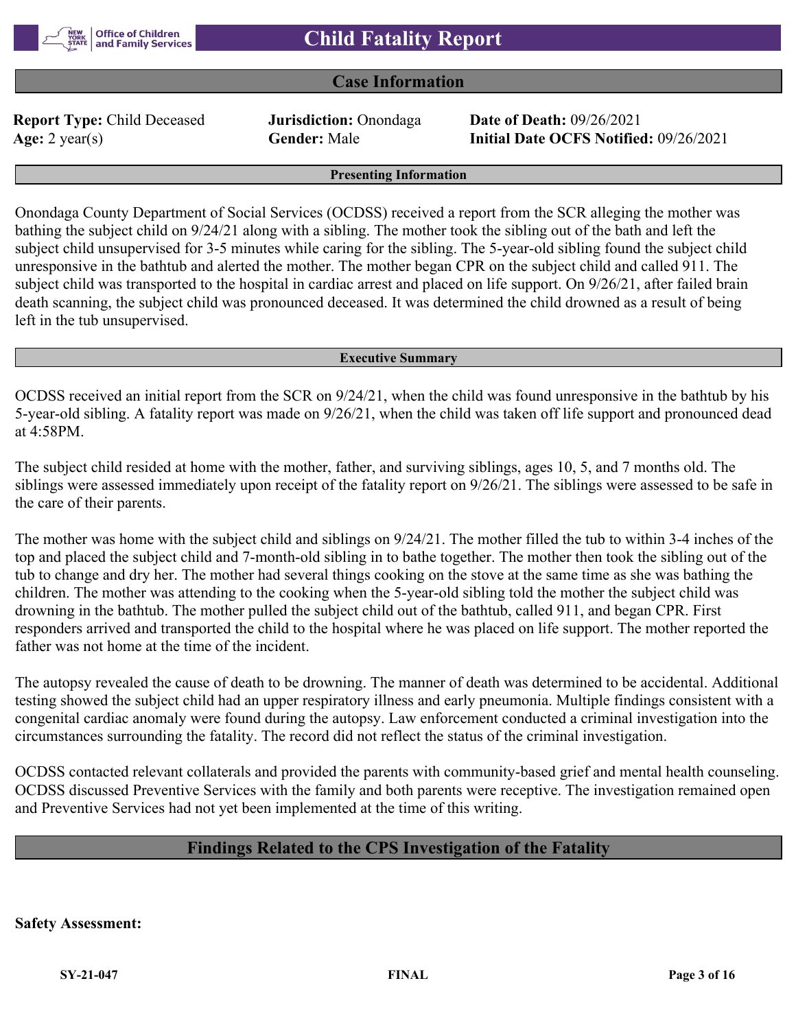# Child Fatality Report

## Case Information

**Report Type:** Child Deceased
**Jurisdiction:** Onondaga
**Date of Death:** 09/26/2021
**Age:** 2 year(s)
**Gender:** Male
**Initial Date OCFS Notified:** 09/26/2021

### Presenting Information

Onondaga County Department of Social Services (OCDSS) received a report from the SCR alleging the mother was bathing the subject child on 9/24/21 along with a sibling. The mother took the sibling out of the bath and left the subject child unsupervised for 3-5 minutes while caring for the sibling. The 5-year-old sibling found the subject child unresponsive in the bathtub and alerted the mother. The mother began CPR on the subject child and called 911. The subject child was transported to the hospital in cardiac arrest and placed on life support. On 9/26/21, after failed brain death scanning, the subject child was pronounced deceased. It was determined the child drowned as a result of being left in the tub unsupervised.

### Executive Summary

OCDSS received an initial report from the SCR on 9/24/21, when the child was found unresponsive in the bathtub by his 5-year-old sibling. A fatality report was made on 9/26/21, when the child was taken off life support and pronounced dead at 4:58PM.

The subject child resided at home with the mother, father, and surviving siblings, ages 10, 5, and 7 months old. The siblings were assessed immediately upon receipt of the fatality report on 9/26/21. The siblings were assessed to be safe in the care of their parents.

The mother was home with the subject child and siblings on 9/24/21. The mother filled the tub to within 3-4 inches of the top and placed the subject child and 7-month-old sibling in to bathe together. The mother then took the sibling out of the tub to change and dry her. The mother had several things cooking on the stove at the same time as she was bathing the children. The mother was attending to the cooking when the 5-year-old sibling told the mother the subject child was drowning in the bathtub. The mother pulled the subject child out of the bathtub, called 911, and began CPR. First responders arrived and transported the child to the hospital where he was placed on life support. The mother reported the father was not home at the time of the incident.

The autopsy revealed the cause of death to be drowning. The manner of death was determined to be accidental. Additional testing showed the subject child had an upper respiratory illness and early pneumonia. Multiple findings consistent with a congenital cardiac anomaly were found during the autopsy. Law enforcement conducted a criminal investigation into the circumstances surrounding the fatality. The record did not reflect the status of the criminal investigation.

OCDSS contacted relevant collaterals and provided the parents with community-based grief and mental health counseling. OCDSS discussed Preventive Services with the family and both parents were receptive. The investigation remained open and Preventive Services had not yet been implemented at the time of this writing.

## Findings Related to the CPS Investigation of the Fatality

**Safety Assessment:**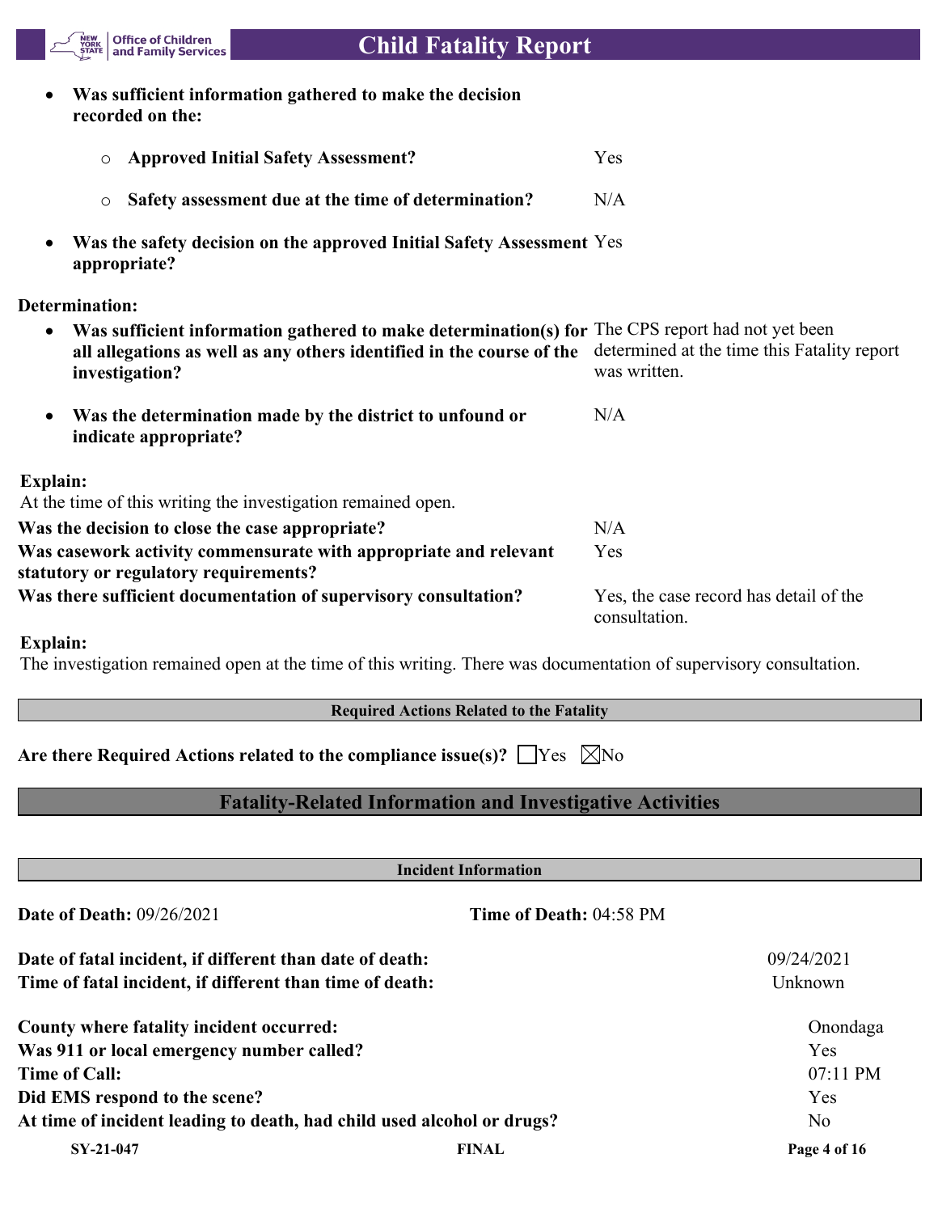- **Was sufficient information gathered to make the decision recorded on the:**
  - **Approved Initial Safety Assessment?** Yes
  - **Safety assessment due at the time of determination?** N/A
- **Was the safety decision on the approved Initial Safety Assessment appropriate?** Yes

**Determination:**

- **Was sufficient information gathered to make determination(s) for all allegations as well as any others identified in the course of the investigation?** The CPS report had not yet been determined at the time this Fatality report was written.
- **Was the determination made by the district to unfound or indicate appropriate?** N/A

**Explain:**
At the time of this writing the investigation remained open.

| | |
|---|---|
| **Was the decision to close the case appropriate?** | N/A |
| **Was casework activity commensurate with appropriate and relevant statutory or regulatory requirements?** | Yes |
| **Was there sufficient documentation of supervisory consultation?** | Yes, the case record has detail of the consultation. |

**Explain:**
The investigation remained open at the time of this writing. There was documentation of supervisory consultation.

**Required Actions Related to the Fatality**

**Are there Required Actions related to the compliance issue(s)?** ☐Yes ☒No

## Fatality-Related Information and Investigative Activities

**Incident Information**

**Date of Death:** 09/26/2021 **Time of Death:** 04:58 PM

| | |
|---|---|
| **Date of fatal incident, if different than date of death:** | 09/24/2021 |
| **Time of fatal incident, if different than time of death:** | Unknown |
| **County where fatality incident occurred:** | Onondaga |
| **Was 911 or local emergency number called?** | Yes |
| **Time of Call:** | 07:11 PM |
| **Did EMS respond to the scene?** | Yes |
| **At time of incident leading to death, had child used alcohol or drugs?** | No |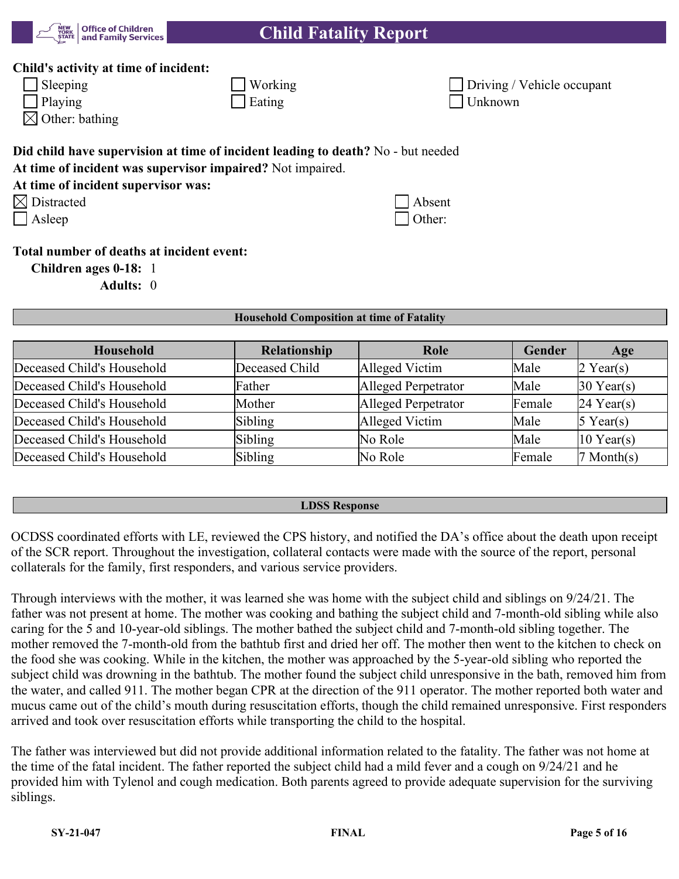**Child's activity at time of incident:**

- ☐ Sleeping
- ☐ Working
- ☐ Driving / Vehicle occupant
- ☐ Playing
- ☐ Eating
- ☐ Unknown
- ☒ Other: bathing

**Did child have supervision at time of incident leading to death?** No - but needed

**At time of incident was supervisor impaired?** Not impaired.

**At time of incident supervisor was:**

- ☒ Distracted
- ☐ Absent
- ☐ Asleep
- ☐ Other:

**Total number of deaths at incident event:**

**Children ages 0-18:** 1

**Adults:** 0

## Household Composition at time of Fatality

| Household | Relationship | Role | Gender | Age |
|---|---|---|---|---|
| Deceased Child's Household | Deceased Child | Alleged Victim | Male | 2 Year(s) |
| Deceased Child's Household | Father | Alleged Perpetrator | Male | 30 Year(s) |
| Deceased Child's Household | Mother | Alleged Perpetrator | Female | 24 Year(s) |
| Deceased Child's Household | Sibling | Alleged Victim | Male | 5 Year(s) |
| Deceased Child's Household | Sibling | No Role | Male | 10 Year(s) |
| Deceased Child's Household | Sibling | No Role | Female | 7 Month(s) |

## LDSS Response

OCDSS coordinated efforts with LE, reviewed the CPS history, and notified the DA's office about the death upon receipt of the SCR report. Throughout the investigation, collateral contacts were made with the source of the report, personal collaterals for the family, first responders, and various service providers.

Through interviews with the mother, it was learned she was home with the subject child and siblings on 9/24/21. The father was not present at home. The mother was cooking and bathing the subject child and 7-month-old sibling while also caring for the 5 and 10-year-old siblings. The mother bathed the subject child and 7-month-old sibling together. The mother removed the 7-month-old from the bathtub first and dried her off. The mother then went to the kitchen to check on the food she was cooking. While in the kitchen, the mother was approached by the 5-year-old sibling who reported the subject child was drowning in the bathtub. The mother found the subject child unresponsive in the bath, removed him from the water, and called 911. The mother began CPR at the direction of the 911 operator. The mother reported both water and mucus came out of the child's mouth during resuscitation efforts, though the child remained unresponsive. First responders arrived and took over resuscitation efforts while transporting the child to the hospital.

The father was interviewed but did not provide additional information related to the fatality. The father was not home at the time of the fatal incident. The father reported the subject child had a mild fever and a cough on 9/24/21 and he provided him with Tylenol and cough medication. Both parents agreed to provide adequate supervision for the surviving siblings.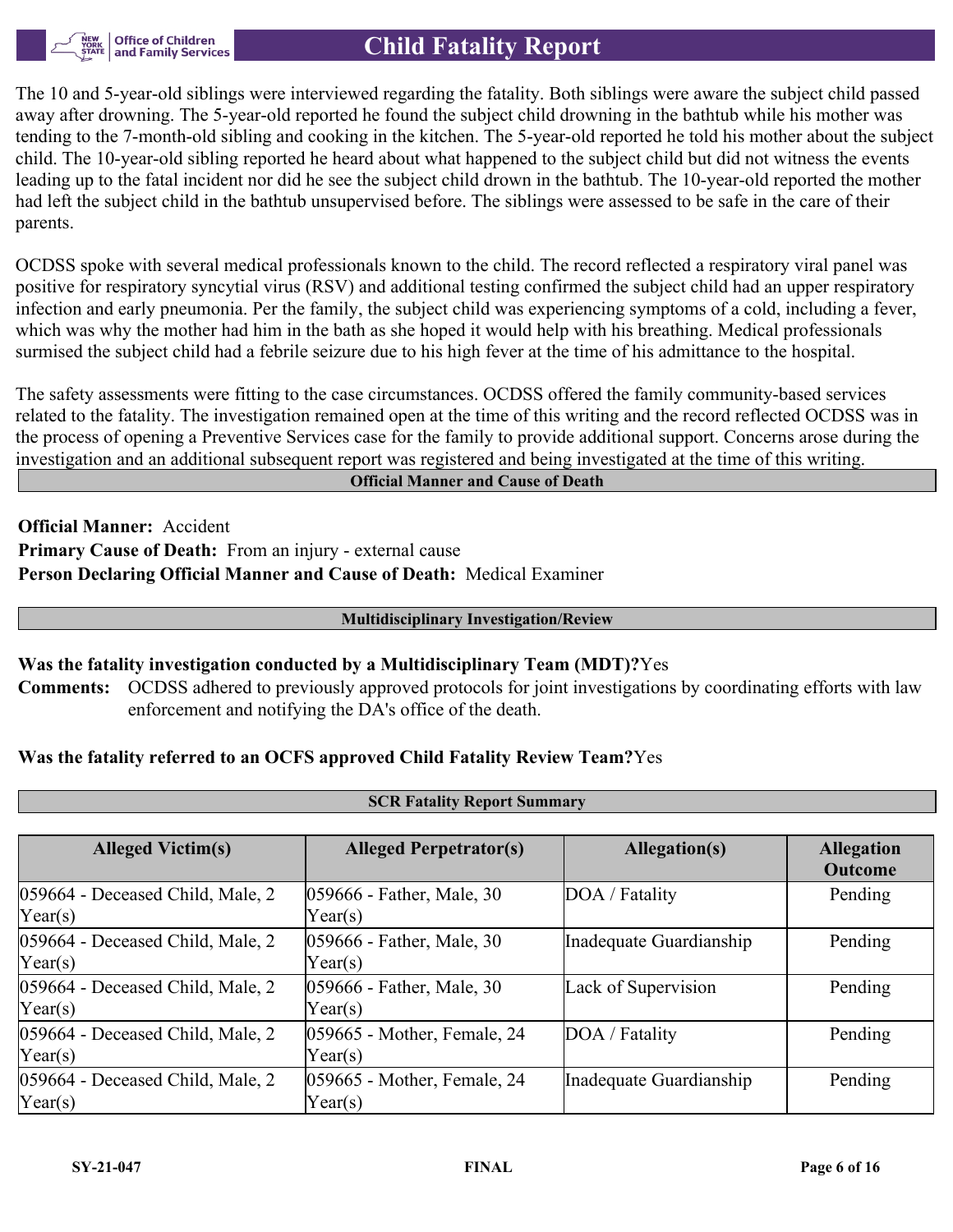The 10 and 5-year-old siblings were interviewed regarding the fatality. Both siblings were aware the subject child passed away after drowning. The 5-year-old reported he found the subject child drowning in the bathtub while his mother was tending to the 7-month-old sibling and cooking in the kitchen. The 5-year-old reported he told his mother about the subject child. The 10-year-old sibling reported he heard about what happened to the subject child but did not witness the events leading up to the fatal incident nor did he see the subject child drown in the bathtub. The 10-year-old reported the mother had left the subject child in the bathtub unsupervised before. The siblings were assessed to be safe in the care of their parents.

OCDSS spoke with several medical professionals known to the child. The record reflected a respiratory viral panel was positive for respiratory syncytial virus (RSV) and additional testing confirmed the subject child had an upper respiratory infection and early pneumonia. Per the family, the subject child was experiencing symptoms of a cold, including a fever, which was why the mother had him in the bath as she hoped it would help with his breathing. Medical professionals surmised the subject child had a febrile seizure due to his high fever at the time of his admittance to the hospital.

The safety assessments were fitting to the case circumstances. OCDSS offered the family community-based services related to the fatality. The investigation remained open at the time of this writing and the record reflected OCDSS was in the process of opening a Preventive Services case for the family to provide additional support. Concerns arose during the investigation and an additional subsequent report was registered and being investigated at the time of this writing.

## Official Manner and Cause of Death

**Official Manner:** Accident
**Primary Cause of Death:** From an injury - external cause
**Person Declaring Official Manner and Cause of Death:** Medical Examiner

## Multidisciplinary Investigation/Review

**Was the fatality investigation conducted by a Multidisciplinary Team (MDT)?** Yes

**Comments:** OCDSS adhered to previously approved protocols for joint investigations by coordinating efforts with law enforcement and notifying the DA's office of the death.

**Was the fatality referred to an OCFS approved Child Fatality Review Team?** Yes

## SCR Fatality Report Summary

| Alleged Victim(s) | Alleged Perpetrator(s) | Allegation(s) | Allegation Outcome |
|---|---|---|---|
| 059664 - Deceased Child, Male, 2 Year(s) | 059666 - Father, Male, 30 Year(s) | DOA / Fatality | Pending |
| 059664 - Deceased Child, Male, 2 Year(s) | 059666 - Father, Male, 30 Year(s) | Inadequate Guardianship | Pending |
| 059664 - Deceased Child, Male, 2 Year(s) | 059666 - Father, Male, 30 Year(s) | Lack of Supervision | Pending |
| 059664 - Deceased Child, Male, 2 Year(s) | 059665 - Mother, Female, 24 Year(s) | DOA / Fatality | Pending |
| 059664 - Deceased Child, Male, 2 Year(s) | 059665 - Mother, Female, 24 Year(s) | Inadequate Guardianship | Pending |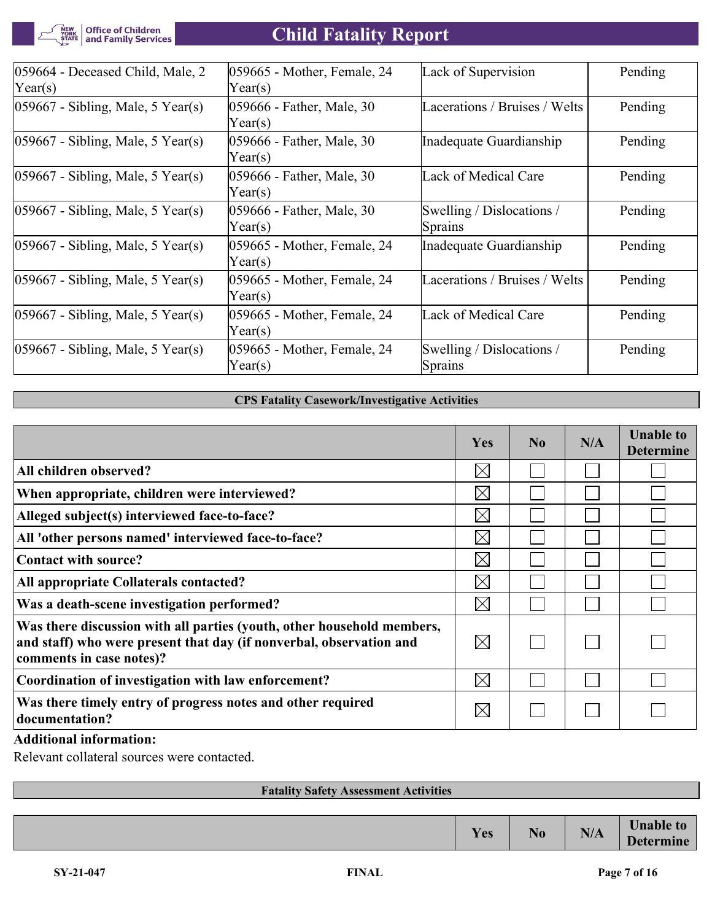| | | | |
|---|---|---|---|
| 059664 - Deceased Child, Male, 2 Year(s) | 059665 - Mother, Female, 24 Year(s) | Lack of Supervision | Pending |
| 059667 - Sibling, Male, 5 Year(s) | 059666 - Father, Male, 30 Year(s) | Lacerations / Bruises / Welts | Pending |
| 059667 - Sibling, Male, 5 Year(s) | 059666 - Father, Male, 30 Year(s) | Inadequate Guardianship | Pending |
| 059667 - Sibling, Male, 5 Year(s) | 059666 - Father, Male, 30 Year(s) | Lack of Medical Care | Pending |
| 059667 - Sibling, Male, 5 Year(s) | 059666 - Father, Male, 30 Year(s) | Swelling / Dislocations / Sprains | Pending |
| 059667 - Sibling, Male, 5 Year(s) | 059665 - Mother, Female, 24 Year(s) | Inadequate Guardianship | Pending |
| 059667 - Sibling, Male, 5 Year(s) | 059665 - Mother, Female, 24 Year(s) | Lacerations / Bruises / Welts | Pending |
| 059667 - Sibling, Male, 5 Year(s) | 059665 - Mother, Female, 24 Year(s) | Lack of Medical Care | Pending |
| 059667 - Sibling, Male, 5 Year(s) | 059665 - Mother, Female, 24 Year(s) | Swelling / Dislocations / Sprains | Pending |

## CPS Fatality Casework/Investigative Activities

| | Yes | No | N/A | Unable to Determine |
|---|---|---|---|---|
| **All children observed?** | ☒ | ☐ | ☐ | ☐ |
| **When appropriate, children were interviewed?** | ☒ | ☐ | ☐ | ☐ |
| **Alleged subject(s) interviewed face-to-face?** | ☒ | ☐ | ☐ | ☐ |
| **All 'other persons named' interviewed face-to-face?** | ☒ | ☐ | ☐ | ☐ |
| **Contact with source?** | ☒ | ☐ | ☐ | ☐ |
| **All appropriate Collaterals contacted?** | ☒ | ☐ | ☐ | ☐ |
| **Was a death-scene investigation performed?** | ☒ | ☐ | ☐ | ☐ |
| **Was there discussion with all parties (youth, other household members, and staff) who were present that day (if nonverbal, observation and comments in case notes)?** | ☒ | ☐ | ☐ | ☐ |
| **Coordination of investigation with law enforcement?** | ☒ | ☐ | ☐ | ☐ |
| **Was there timely entry of progress notes and other required documentation?** | ☒ | ☐ | ☐ | ☐ |

**Additional information:**

Relevant collateral sources were contacted.

## Fatality Safety Assessment Activities

| | Yes | No | N/A | Unable to Determine |
|---|---|---|---|---|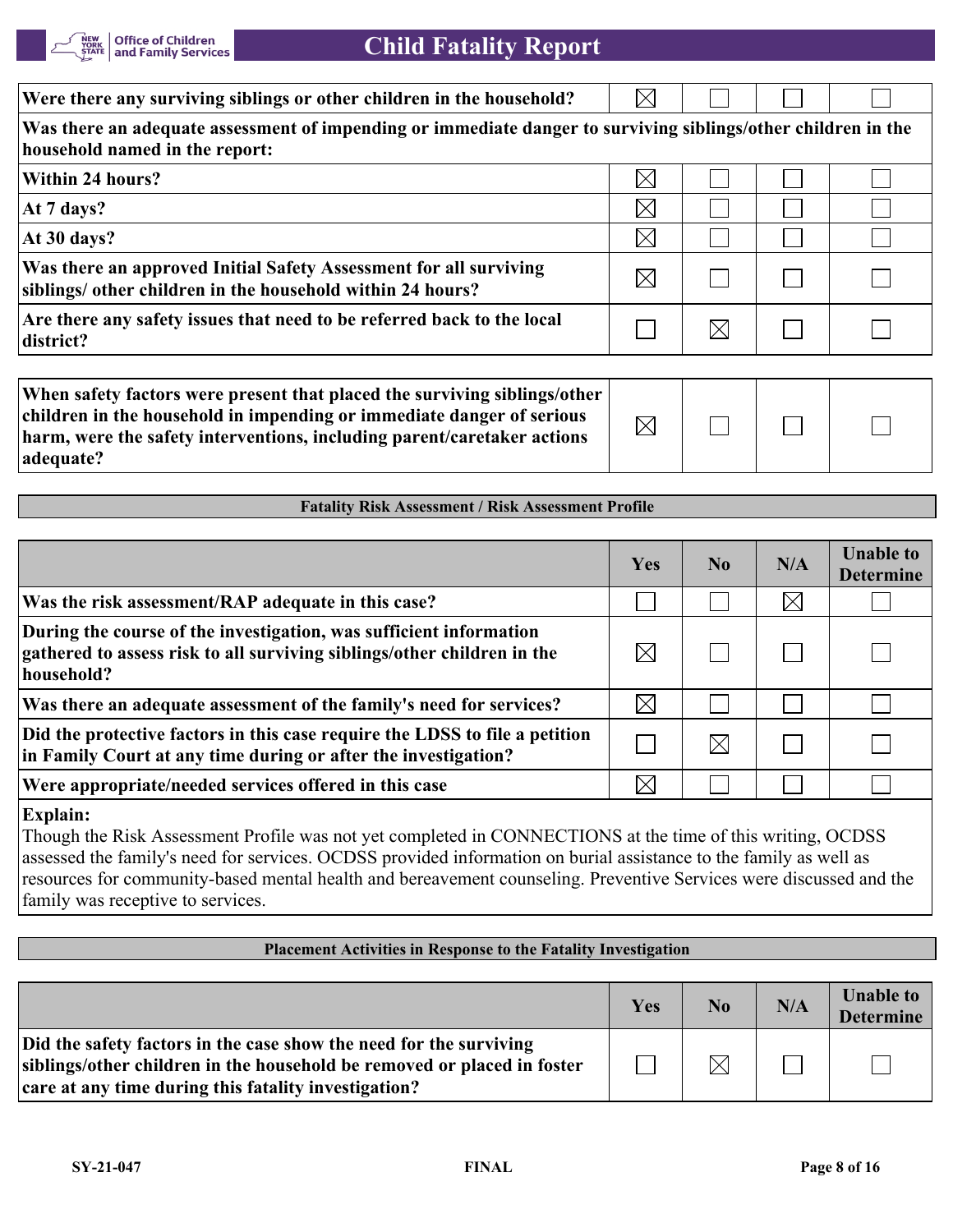| | | | | |
|---|---|---|---|---|
| Were there any surviving siblings or other children in the household? | ☒ | ☐ | ☐ | ☐ |
| Was there an adequate assessment of impending or immediate danger to surviving siblings/other children in the household named in the report: | | | | |
| Within 24 hours? | ☒ | ☐ | ☐ | ☐ |
| At 7 days? | ☒ | ☐ | ☐ | ☐ |
| At 30 days? | ☒ | ☐ | ☐ | ☐ |
| Was there an approved Initial Safety Assessment for all surviving siblings/ other children in the household within 24 hours? | ☒ | ☐ | ☐ | ☐ |
| Are there any safety issues that need to be referred back to the local district? | ☐ | ☒ | ☐ | ☐ |

| | | | | |
|---|---|---|---|---|
| When safety factors were present that placed the surviving siblings/other children in the household in impending or immediate danger of serious harm, were the safety interventions, including parent/caretaker actions adequate? | ☒ | ☐ | ☐ | ☐ |

### Fatality Risk Assessment / Risk Assessment Profile

| | Yes | No | N/A | Unable to Determine |
|---|---|---|---|---|
| Was the risk assessment/RAP adequate in this case? | ☐ | ☐ | ☒ | ☐ |
| During the course of the investigation, was sufficient information gathered to assess risk to all surviving siblings/other children in the household? | ☒ | ☐ | ☐ | ☐ |
| Was there an adequate assessment of the family's need for services? | ☒ | ☐ | ☐ | ☐ |
| Did the protective factors in this case require the LDSS to file a petition in Family Court at any time during or after the investigation? | ☐ | ☒ | ☐ | ☐ |
| Were appropriate/needed services offered in this case | ☒ | ☐ | ☐ | ☐ |

**Explain:**
Though the Risk Assessment Profile was not yet completed in CONNECTIONS at the time of this writing, OCDSS assessed the family's need for services. OCDSS provided information on burial assistance to the family as well as resources for community-based mental health and bereavement counseling. Preventive Services were discussed and the family was receptive to services.

### Placement Activities in Response to the Fatality Investigation

| | Yes | No | N/A | Unable to Determine |
|---|---|---|---|---|
| Did the safety factors in the case show the need for the surviving siblings/other children in the household be removed or placed in foster care at any time during this fatality investigation? | ☐ | ☒ | ☐ | ☐ |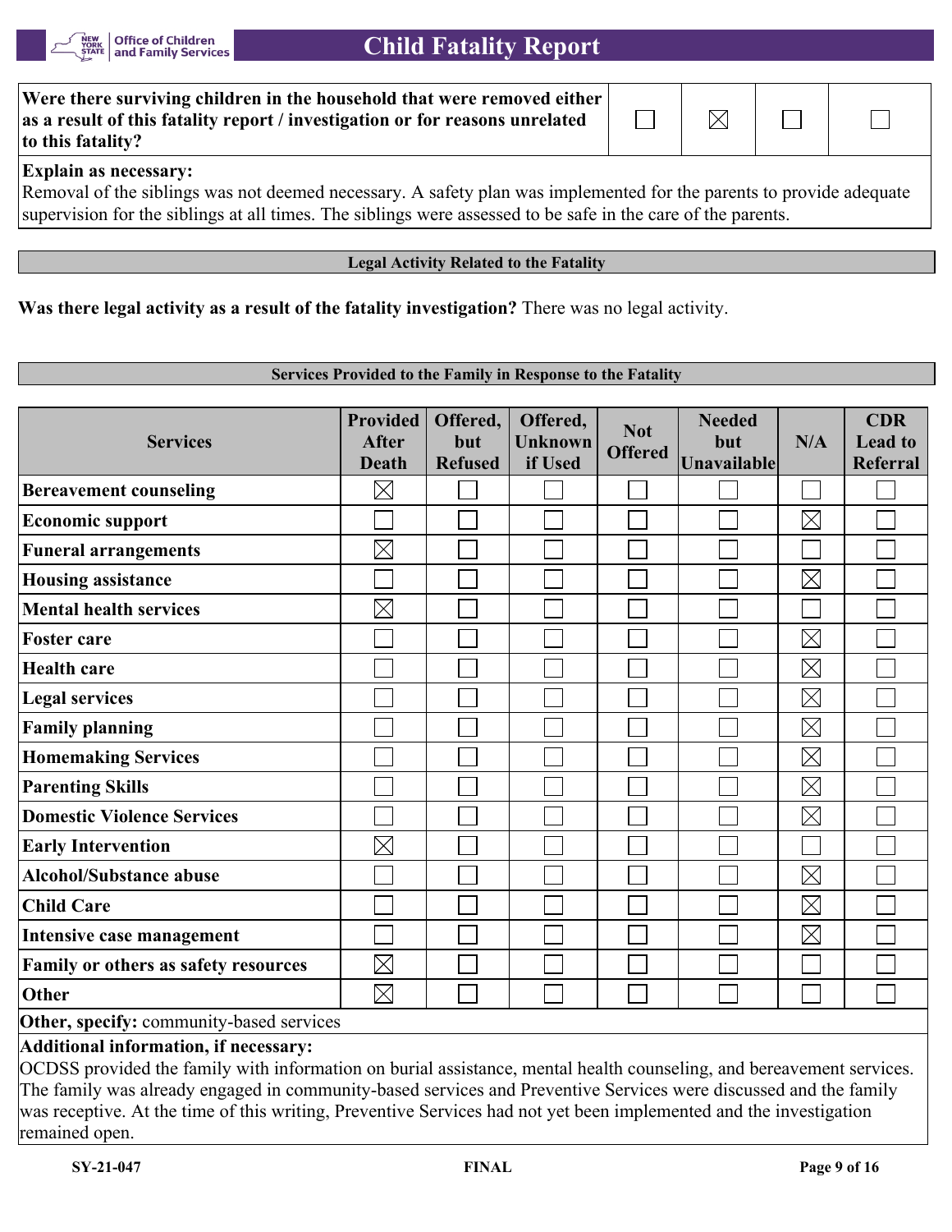| Were there surviving children in the household that were removed either as a result of this fatality report / investigation or for reasons unrelated to this fatality? | ☐ | ☒ | ☐ | ☐ |
|---|---|---|---|---|

**Explain as necessary:**
Removal of the siblings was not deemed necessary. A safety plan was implemented for the parents to provide adequate supervision for the siblings at all times. The siblings were assessed to be safe in the care of the parents.

## Legal Activity Related to the Fatality

**Was there legal activity as a result of the fatality investigation?** There was no legal activity.

## Services Provided to the Family in Response to the Fatality

| Services | Provided After Death | Offered, but Refused | Offered, Unknown if Used | Not Offered | Needed but Unavailable | N/A | CDR Lead to Referral |
|---|---|---|---|---|---|---|---|
| Bereavement counseling | ☒ | ☐ | ☐ | ☐ | ☐ | ☐ | ☐ |
| Economic support | ☐ | ☐ | ☐ | ☐ | ☐ | ☒ | ☐ |
| Funeral arrangements | ☒ | ☐ | ☐ | ☐ | ☐ | ☐ | ☐ |
| Housing assistance | ☐ | ☐ | ☐ | ☐ | ☐ | ☒ | ☐ |
| Mental health services | ☒ | ☐ | ☐ | ☐ | ☐ | ☐ | ☐ |
| Foster care | ☐ | ☐ | ☐ | ☐ | ☐ | ☒ | ☐ |
| Health care | ☐ | ☐ | ☐ | ☐ | ☐ | ☒ | ☐ |
| Legal services | ☐ | ☐ | ☐ | ☐ | ☐ | ☒ | ☐ |
| Family planning | ☐ | ☐ | ☐ | ☐ | ☐ | ☒ | ☐ |
| Homemaking Services | ☐ | ☐ | ☐ | ☐ | ☐ | ☒ | ☐ |
| Parenting Skills | ☐ | ☐ | ☐ | ☐ | ☐ | ☒ | ☐ |
| Domestic Violence Services | ☐ | ☐ | ☐ | ☐ | ☐ | ☒ | ☐ |
| Early Intervention | ☒ | ☐ | ☐ | ☐ | ☐ | ☐ | ☐ |
| Alcohol/Substance abuse | ☐ | ☐ | ☐ | ☐ | ☐ | ☒ | ☐ |
| Child Care | ☐ | ☐ | ☐ | ☐ | ☐ | ☒ | ☐ |
| Intensive case management | ☐ | ☐ | ☐ | ☐ | ☐ | ☒ | ☐ |
| Family or others as safety resources | ☒ | ☐ | ☐ | ☐ | ☐ | ☐ | ☐ |
| Other | ☒ | ☐ | ☐ | ☐ | ☐ | ☐ | ☐ |

**Other, specify:** community-based services

**Additional information, if necessary:**
OCDSS provided the family with information on burial assistance, mental health counseling, and bereavement services. The family was already engaged in community-based services and Preventive Services were discussed and the family was receptive. At the time of this writing, Preventive Services had not yet been implemented and the investigation remained open.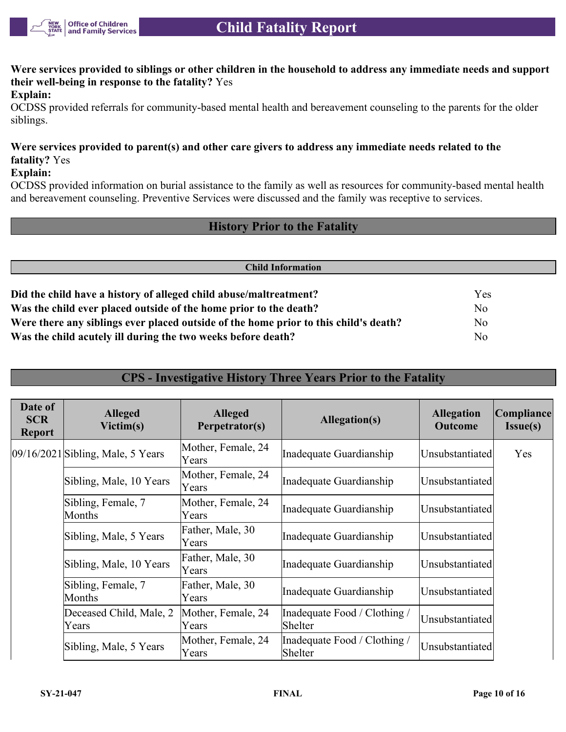**Were services provided to siblings or other children in the household to address any immediate needs and support their well-being in response to the fatality?** Yes

**Explain:**

OCDSS provided referrals for community-based mental health and bereavement counseling to the parents for the older siblings.

**Were services provided to parent(s) and other care givers to address any immediate needs related to the fatality?** Yes

**Explain:**

OCDSS provided information on burial assistance to the family as well as resources for community-based mental health and bereavement counseling. Preventive Services were discussed and the family was receptive to services.

## History Prior to the Fatality

### Child Information

| | |
|---|---|
| **Did the child have a history of alleged child abuse/maltreatment?** | Yes |
| **Was the child ever placed outside of the home prior to the death?** | No |
| **Were there any siblings ever placed outside of the home prior to this child's death?** | No |
| **Was the child acutely ill during the two weeks before death?** | No |

## CPS - Investigative History Three Years Prior to the Fatality

| Date of SCR Report | Alleged Victim(s) | Alleged Perpetrator(s) | Allegation(s) | Allegation Outcome | Compliance Issue(s) |
|---|---|---|---|---|---|
| 09/16/2021 | Sibling, Male, 5 Years | Mother, Female, 24 Years | Inadequate Guardianship | Unsubstantiated | Yes |
| | Sibling, Male, 10 Years | Mother, Female, 24 Years | Inadequate Guardianship | Unsubstantiated | |
| | Sibling, Female, 7 Months | Mother, Female, 24 Years | Inadequate Guardianship | Unsubstantiated | |
| | Sibling, Male, 5 Years | Father, Male, 30 Years | Inadequate Guardianship | Unsubstantiated | |
| | Sibling, Male, 10 Years | Father, Male, 30 Years | Inadequate Guardianship | Unsubstantiated | |
| | Sibling, Female, 7 Months | Father, Male, 30 Years | Inadequate Guardianship | Unsubstantiated | |
| | Deceased Child, Male, 2 Years | Mother, Female, 24 Years | Inadequate Food / Clothing / Shelter | Unsubstantiated | |
| | Sibling, Male, 5 Years | Mother, Female, 24 Years | Inadequate Food / Clothing / Shelter | Unsubstantiated | |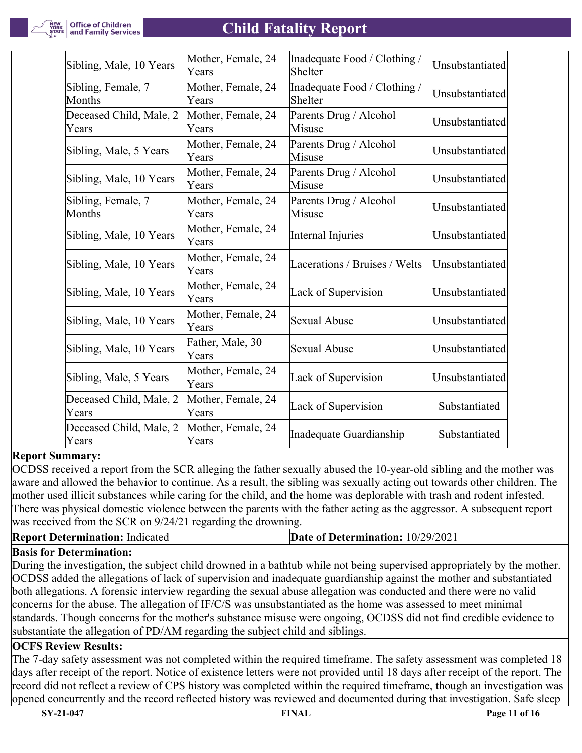| Sibling, Male, 10 Years | Mother, Female, 24 Years | Inadequate Food / Clothing / Shelter | Unsubstantiated |
|---|---|---|---|
| Sibling, Female, 7 Months | Mother, Female, 24 Years | Inadequate Food / Clothing / Shelter | Unsubstantiated |
| Deceased Child, Male, 2 Years | Mother, Female, 24 Years | Parents Drug / Alcohol Misuse | Unsubstantiated |
| Sibling, Male, 5 Years | Mother, Female, 24 Years | Parents Drug / Alcohol Misuse | Unsubstantiated |
| Sibling, Male, 10 Years | Mother, Female, 24 Years | Parents Drug / Alcohol Misuse | Unsubstantiated |
| Sibling, Female, 7 Months | Mother, Female, 24 Years | Parents Drug / Alcohol Misuse | Unsubstantiated |
| Sibling, Male, 10 Years | Mother, Female, 24 Years | Internal Injuries | Unsubstantiated |
| Sibling, Male, 10 Years | Mother, Female, 24 Years | Lacerations / Bruises / Welts | Unsubstantiated |
| Sibling, Male, 10 Years | Mother, Female, 24 Years | Lack of Supervision | Unsubstantiated |
| Sibling, Male, 10 Years | Mother, Female, 24 Years | Sexual Abuse | Unsubstantiated |
| Sibling, Male, 10 Years | Father, Male, 30 Years | Sexual Abuse | Unsubstantiated |
| Sibling, Male, 5 Years | Mother, Female, 24 Years | Lack of Supervision | Unsubstantiated |
| Deceased Child, Male, 2 Years | Mother, Female, 24 Years | Lack of Supervision | Substantiated |
| Deceased Child, Male, 2 Years | Mother, Female, 24 Years | Inadequate Guardianship | Substantiated |

**Report Summary:**

OCDSS received a report from the SCR alleging the father sexually abused the 10-year-old sibling and the mother was aware and allowed the behavior to continue. As a result, the sibling was sexually acting out towards other children. The mother used illicit substances while caring for the child, and the home was deplorable with trash and rodent infested. There was physical domestic violence between the parents with the father acting as the aggressor. A subsequent report was received from the SCR on 9/24/21 regarding the drowning.

**Report Determination:** Indicated | **Date of Determination:** 10/29/2021

**Basis for Determination:**

During the investigation, the subject child drowned in a bathtub while not being supervised appropriately by the mother. OCDSS added the allegations of lack of supervision and inadequate guardianship against the mother and substantiated both allegations. A forensic interview regarding the sexual abuse allegation was conducted and there were no valid concerns for the abuse. The allegation of IF/C/S was unsubstantiated as the home was assessed to meet minimal standards. Though concerns for the mother's substance misuse were ongoing, OCDSS did not find credible evidence to substantiate the allegation of PD/AM regarding the subject child and siblings.

**OCFS Review Results:**

The 7-day safety assessment was not completed within the required timeframe. The safety assessment was completed 18 days after receipt of the report. Notice of existence letters were not provided until 18 days after receipt of the report. The record did not reflect a review of CPS history was completed within the required timeframe, though an investigation was opened concurrently and the record reflected history was reviewed and documented during that investigation. Safe sleep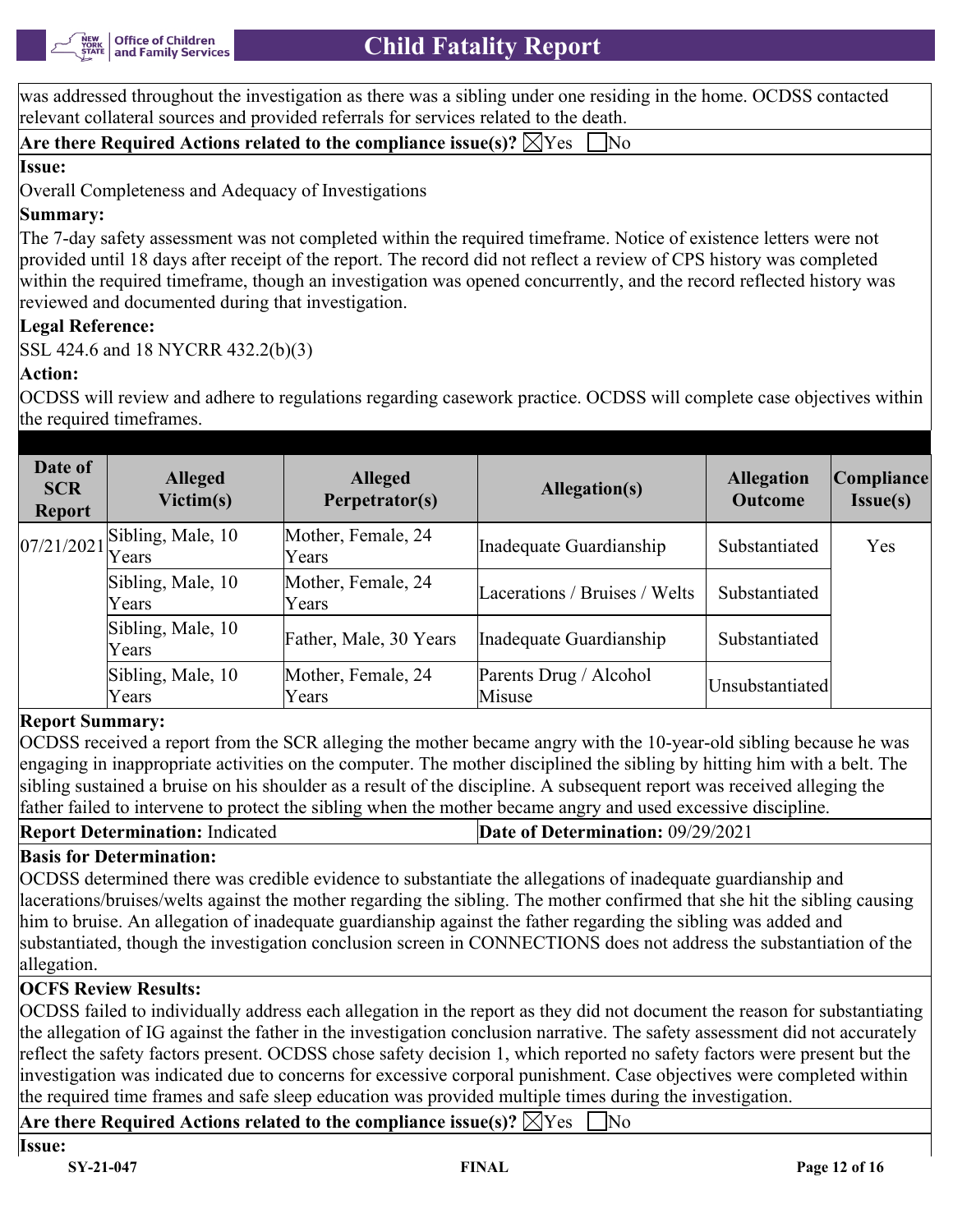was addressed throughout the investigation as there was a sibling under one residing in the home. OCDSS contacted relevant collateral sources and provided referrals for services related to the death.

**Are there Required Actions related to the compliance issue(s)?** ☒Yes ☐No

**Issue:**

Overall Completeness and Adequacy of Investigations

**Summary:**

The 7-day safety assessment was not completed within the required timeframe. Notice of existence letters were not provided until 18 days after receipt of the report. The record did not reflect a review of CPS history was completed within the required timeframe, though an investigation was opened concurrently, and the record reflected history was reviewed and documented during that investigation.

**Legal Reference:**

SSL 424.6 and 18 NYCRR 432.2(b)(3)

**Action:**

OCDSS will review and adhere to regulations regarding casework practice. OCDSS will complete case objectives within the required timeframes.

| Date of SCR Report | Alleged Victim(s) | Alleged Perpetrator(s) | Allegation(s) | Allegation Outcome | Compliance Issue(s) |
|---|---|---|---|---|---|
| 07/21/2021 | Sibling, Male, 10 Years | Mother, Female, 24 Years | Inadequate Guardianship | Substantiated | Yes |
| | Sibling, Male, 10 Years | Mother, Female, 24 Years | Lacerations / Bruises / Welts | Substantiated | |
| | Sibling, Male, 10 Years | Father, Male, 30 Years | Inadequate Guardianship | Substantiated | |
| | Sibling, Male, 10 Years | Mother, Female, 24 Years | Parents Drug / Alcohol Misuse | Unsubstantiated | |

**Report Summary:**

OCDSS received a report from the SCR alleging the mother became angry with the 10-year-old sibling because he was engaging in inappropriate activities on the computer. The mother disciplined the sibling by hitting him with a belt. The sibling sustained a bruise on his shoulder as a result of the discipline. A subsequent report was received alleging the father failed to intervene to protect the sibling when the mother became angry and used excessive discipline.

**Report Determination:** Indicated | **Date of Determination:** 09/29/2021

**Basis for Determination:**

OCDSS determined there was credible evidence to substantiate the allegations of inadequate guardianship and lacerations/bruises/welts against the mother regarding the sibling. The mother confirmed that she hit the sibling causing him to bruise. An allegation of inadequate guardianship against the father regarding the sibling was added and substantiated, though the investigation conclusion screen in CONNECTIONS does not address the substantiation of the allegation.

**OCFS Review Results:**

OCDSS failed to individually address each allegation in the report as they did not document the reason for substantiating the allegation of IG against the father in the investigation conclusion narrative. The safety assessment did not accurately reflect the safety factors present. OCDSS chose safety decision 1, which reported no safety factors were present but the investigation was indicated due to concerns for excessive corporal punishment. Case objectives were completed within the required time frames and safe sleep education was provided multiple times during the investigation.

**Are there Required Actions related to the compliance issue(s)?** ☒Yes ☐No

**Issue:**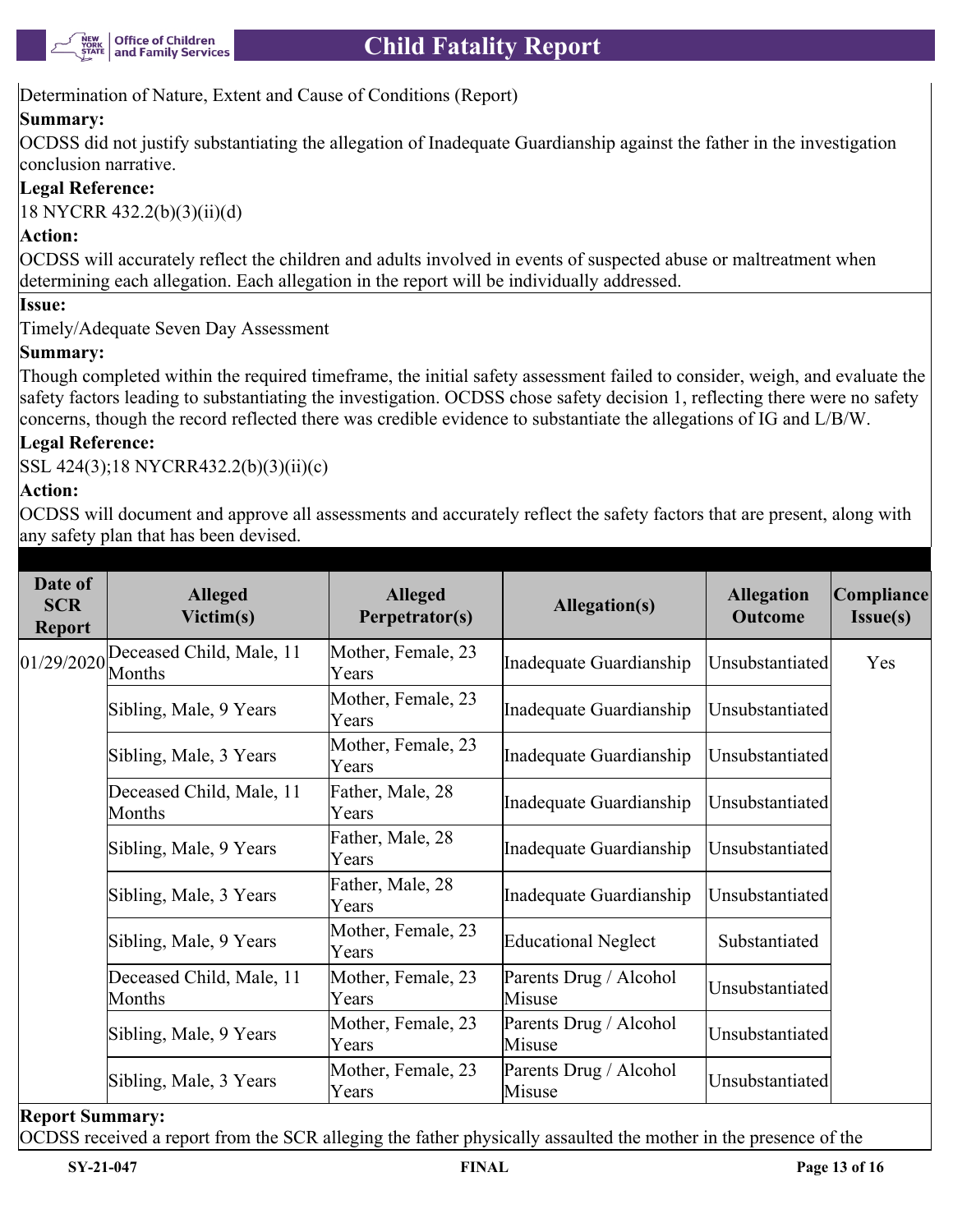Determination of Nature, Extent and Cause of Conditions (Report)

**Summary:**

OCDSS did not justify substantiating the allegation of Inadequate Guardianship against the father in the investigation conclusion narrative.

**Legal Reference:**

18 NYCRR 432.2(b)(3)(ii)(d)

**Action:**

OCDSS will accurately reflect the children and adults involved in events of suspected abuse or maltreatment when determining each allegation. Each allegation in the report will be individually addressed.

**Issue:**

Timely/Adequate Seven Day Assessment

**Summary:**

Though completed within the required timeframe, the initial safety assessment failed to consider, weigh, and evaluate the safety factors leading to substantiating the investigation. OCDSS chose safety decision 1, reflecting there were no safety concerns, though the record reflected there was credible evidence to substantiate the allegations of IG and L/B/W.

**Legal Reference:**

SSL 424(3);18 NYCRR432.2(b)(3)(ii)(c)

**Action:**

OCDSS will document and approve all assessments and accurately reflect the safety factors that are present, along with any safety plan that has been devised.

| Date of SCR Report | Alleged Victim(s) | Alleged Perpetrator(s) | Allegation(s) | Allegation Outcome | Compliance Issue(s) |
|---|---|---|---|---|---|
| 01/29/2020 | Deceased Child, Male, 11 Months | Mother, Female, 23 Years | Inadequate Guardianship | Unsubstantiated | Yes |
| | Sibling, Male, 9 Years | Mother, Female, 23 Years | Inadequate Guardianship | Unsubstantiated | |
| | Sibling, Male, 3 Years | Mother, Female, 23 Years | Inadequate Guardianship | Unsubstantiated | |
| | Deceased Child, Male, 11 Months | Father, Male, 28 Years | Inadequate Guardianship | Unsubstantiated | |
| | Sibling, Male, 9 Years | Father, Male, 28 Years | Inadequate Guardianship | Unsubstantiated | |
| | Sibling, Male, 3 Years | Father, Male, 28 Years | Inadequate Guardianship | Unsubstantiated | |
| | Sibling, Male, 9 Years | Mother, Female, 23 Years | Educational Neglect | Substantiated | |
| | Deceased Child, Male, 11 Months | Mother, Female, 23 Years | Parents Drug / Alcohol Misuse | Unsubstantiated | |
| | Sibling, Male, 9 Years | Mother, Female, 23 Years | Parents Drug / Alcohol Misuse | Unsubstantiated | |
| | Sibling, Male, 3 Years | Mother, Female, 23 Years | Parents Drug / Alcohol Misuse | Unsubstantiated | |

**Report Summary:**

OCDSS received a report from the SCR alleging the father physically assaulted the mother in the presence of the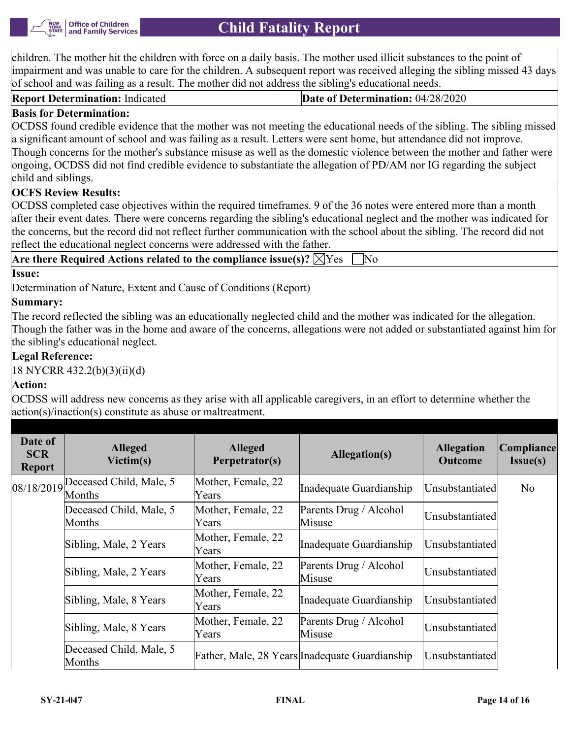children. The mother hit the children with force on a daily basis. The mother used illicit substances to the point of impairment and was unable to care for the children. A subsequent report was received alleging the sibling missed 43 days of school and was failing as a result. The mother did not address the sibling's educational needs.

| **Report Determination:** Indicated | **Date of Determination:** 04/28/2020 |
|---|---|

**Basis for Determination:**

OCDSS found credible evidence that the mother was not meeting the educational needs of the sibling. The sibling missed a significant amount of school and was failing as a result. Letters were sent home, but attendance did not improve. Though concerns for the mother's substance misuse as well as the domestic violence between the mother and father were ongoing, OCDSS did not find credible evidence to substantiate the allegation of PD/AM nor IG regarding the subject child and siblings.

**OCFS Review Results:**

OCDSS completed case objectives within the required timeframes. 9 of the 36 notes were entered more than a month after their event dates. There were concerns regarding the sibling's educational neglect and the mother was indicated for the concerns, but the record did not reflect further communication with the school about the sibling. The record did not reflect the educational neglect concerns were addressed with the father.

**Are there Required Actions related to the compliance issue(s)?** ☒Yes ☐No

**Issue:**

Determination of Nature, Extent and Cause of Conditions (Report)

**Summary:**

The record reflected the sibling was an educationally neglected child and the mother was indicated for the allegation. Though the father was in the home and aware of the concerns, allegations were not added or substantiated against him for the sibling's educational neglect.

**Legal Reference:**

18 NYCRR 432.2(b)(3)(ii)(d)

**Action:**

OCDSS will address new concerns as they arise with all applicable caregivers, in an effort to determine whether the action(s)/inaction(s) constitute as abuse or maltreatment.

| Date of SCR Report | Alleged Victim(s) | Alleged Perpetrator(s) | Allegation(s) | Allegation Outcome | Compliance Issue(s) |
|---|---|---|---|---|---|
| 08/18/2019 | Deceased Child, Male, 5 Months | Mother, Female, 22 Years | Inadequate Guardianship | Unsubstantiated | No |
| | Deceased Child, Male, 5 Months | Mother, Female, 22 Years | Parents Drug / Alcohol Misuse | Unsubstantiated | |
| | Sibling, Male, 2 Years | Mother, Female, 22 Years | Inadequate Guardianship | Unsubstantiated | |
| | Sibling, Male, 2 Years | Mother, Female, 22 Years | Parents Drug / Alcohol Misuse | Unsubstantiated | |
| | Sibling, Male, 8 Years | Mother, Female, 22 Years | Inadequate Guardianship | Unsubstantiated | |
| | Sibling, Male, 8 Years | Mother, Female, 22 Years | Parents Drug / Alcohol Misuse | Unsubstantiated | |
| | Deceased Child, Male, 5 Months | Father, Male, 28 Years | Inadequate Guardianship | Unsubstantiated | |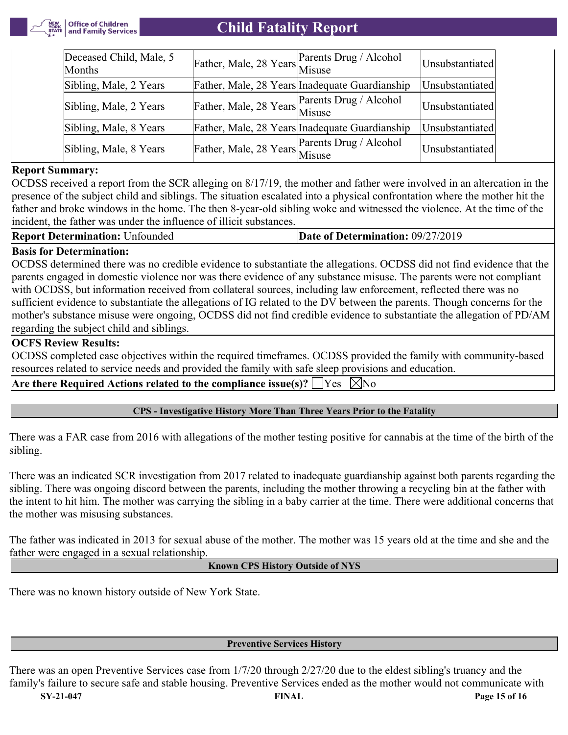| | | | |
|---|---|---|---|
| Deceased Child, Male, 5 Months | Father, Male, 28 Years | Parents Drug / Alcohol Misuse | Unsubstantiated |
| Sibling, Male, 2 Years | Father, Male, 28 Years | Inadequate Guardianship | Unsubstantiated |
| Sibling, Male, 2 Years | Father, Male, 28 Years | Parents Drug / Alcohol Misuse | Unsubstantiated |
| Sibling, Male, 8 Years | Father, Male, 28 Years | Inadequate Guardianship | Unsubstantiated |
| Sibling, Male, 8 Years | Father, Male, 28 Years | Parents Drug / Alcohol Misuse | Unsubstantiated |

**Report Summary:**
OCDSS received a report from the SCR alleging on 8/17/19, the mother and father were involved in an altercation in the presence of the subject child and siblings. The situation escalated into a physical confrontation where the mother hit the father and broke windows in the home. The then 8-year-old sibling woke and witnessed the violence. At the time of the incident, the father was under the influence of illicit substances.

**Report Determination:** Unfounded | **Date of Determination:** 09/27/2019

**Basis for Determination:**
OCDSS determined there was no credible evidence to substantiate the allegations. OCDSS did not find evidence that the parents engaged in domestic violence nor was there evidence of any substance misuse. The parents were not compliant with OCDSS, but information received from collateral sources, including law enforcement, reflected there was no sufficient evidence to substantiate the allegations of IG related to the DV between the parents. Though concerns for the mother's substance misuse were ongoing, OCDSS did not find credible evidence to substantiate the allegation of PD/AM regarding the subject child and siblings.

**OCFS Review Results:**
OCDSS completed case objectives within the required timeframes. OCDSS provided the family with community-based resources related to service needs and provided the family with safe sleep provisions and education.

**Are there Required Actions related to the compliance issue(s)?** ☐ Yes ☒ No

## CPS - Investigative History More Than Three Years Prior to the Fatality

There was a FAR case from 2016 with allegations of the mother testing positive for cannabis at the time of the birth of the sibling.

There was an indicated SCR investigation from 2017 related to inadequate guardianship against both parents regarding the sibling. There was ongoing discord between the parents, including the mother throwing a recycling bin at the father with the intent to hit him. The mother was carrying the sibling in a baby carrier at the time. There were additional concerns that the mother was misusing substances.

The father was indicated in 2013 for sexual abuse of the mother. The mother was 15 years old at the time and she and the father were engaged in a sexual relationship.

## Known CPS History Outside of NYS

There was no known history outside of New York State.

## Preventive Services History

There was an open Preventive Services case from 1/7/20 through 2/27/20 due to the eldest sibling's truancy and the family's failure to secure safe and stable housing. Preventive Services ended as the mother would not communicate with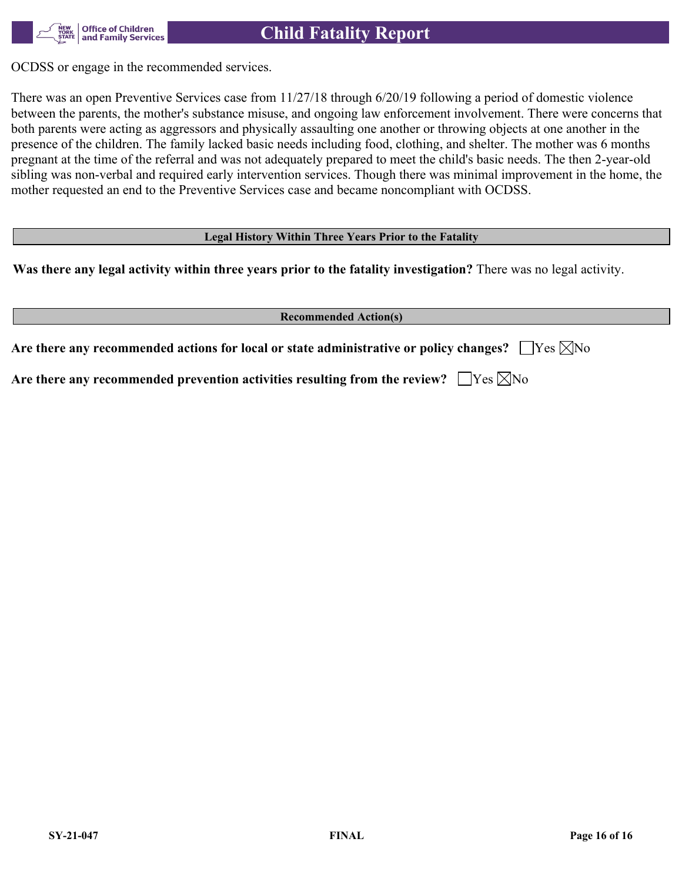OCDSS or engage in the recommended services.

There was an open Preventive Services case from 11/27/18 through 6/20/19 following a period of domestic violence between the parents, the mother's substance misuse, and ongoing law enforcement involvement. There were concerns that both parents were acting as aggressors and physically assaulting one another or throwing objects at one another in the presence of the children. The family lacked basic needs including food, clothing, and shelter. The mother was 6 months pregnant at the time of the referral and was not adequately prepared to meet the child's basic needs. The then 2-year-old sibling was non-verbal and required early intervention services. Though there was minimal improvement in the home, the mother requested an end to the Preventive Services case and became noncompliant with OCDSS.

## Legal History Within Three Years Prior to the Fatality

**Was there any legal activity within three years prior to the fatality investigation?** There was no legal activity.

## Recommended Action(s)

**Are there any recommended actions for local or state administrative or policy changes?** ☐Yes ☒No

**Are there any recommended prevention activities resulting from the review?** ☐Yes ☒No